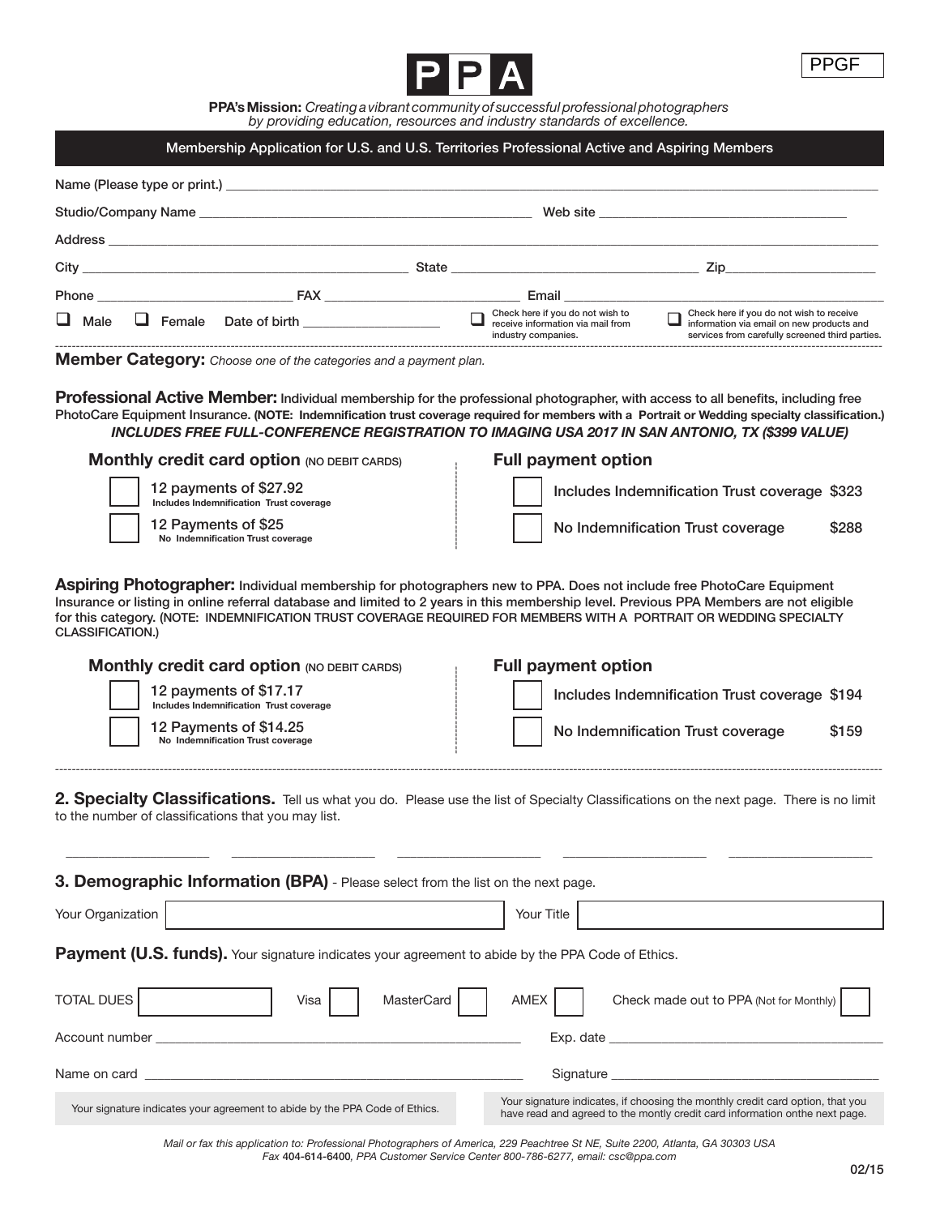PPGF

# PPA

**PPA's Mission:** *Creating a vibrant community of successful professional photographers by providing education, resources and industry standards of excellence.*

## Membership Application for U.S. and U.S. Territories Professional Active and Aspiring Members

Name (Please type or print.) ______________________________

Studio/Company Name ______________________________ Web site ______________________________

Address ______________________________

City ______________________________ State ______________________________ Zip______________

Phone ______________ FAX ______________ Email ______________________________

☐ Male ☐ Female Date of birth ______________

☐ Check here if you do not wish to receive information via mail from industry companies.

☐ Check here if you do not wish to receive information via email on new products and services from carefully screened third parties.

**Member Category:** *Choose one of the categories and a payment plan.*

**Professional Active Member:** Individual membership for the professional photographer, with access to all benefits, including free PhotoCare Equipment Insurance. **(NOTE: Indemnification trust coverage required for members with a Portrait or Wedding specialty classification.)**

***INCLUDES FREE FULL-CONFERENCE REGISTRATION TO IMAGING USA 2017 IN SAN ANTONIO, TX ($399 VALUE)***

**Monthly credit card option** (NO DEBIT CARDS)

☐ 12 payments of $27.92 — Includes Indemnification Trust coverage

☐ 12 Payments of $25 — No Indemnification Trust coverage

**Full payment option**

☐ Includes Indemnification Trust coverage $323

☐ No Indemnification Trust coverage $288

**Aspiring Photographer:** Individual membership for photographers new to PPA. Does not include free PhotoCare Equipment Insurance or listing in online referral database and limited to 2 years in this membership level. Previous PPA Members are not eligible for this category. (NOTE: INDEMNIFICATION TRUST COVERAGE REQUIRED FOR MEMBERS WITH A PORTRAIT OR WEDDING SPECIALTY CLASSIFICATION.)

**Monthly credit card option** (NO DEBIT CARDS)

☐ 12 payments of $17.17 — Includes Indemnification Trust coverage

☐ 12 Payments of $14.25 — No Indemnification Trust coverage

**Full payment option**

☐ Includes Indemnification Trust coverage $194

☐ No Indemnification Trust coverage $159

**2. Specialty Classifications.** Tell us what you do. Please use the list of Specialty Classifications on the next page. There is no limit to the number of classifications that you may list.

______________ ______________ ______________ ______________ ______________

**3. Demographic Information (BPA)** - Please select from the list on the next page.

Your Organization ______________ Your Title ______________

**Payment (U.S. funds).** Your signature indicates your agreement to abide by the PPA Code of Ethics.

TOTAL DUES ______ ☐ Visa ☐ MasterCard ☐ AMEX ☐ Check made out to PPA (Not for Monthly)

Account number ______________________________ Exp. date ______________

Name on card ______________________________ Signature ______________________________

Your signature indicates your agreement to abide by the PPA Code of Ethics.

Your signature indicates, if choosing the monthly credit card option, that you have read and agreed to the montly credit card information onthe next page.

*Mail or fax this application to: Professional Photographers of America, 229 Peachtree St NE, Suite 2200, Atlanta, GA 30303 USA*
*Fax* 404-614-6400*, PPA Customer Service Center 800-786-6277, email: csc@ppa.com*

02/15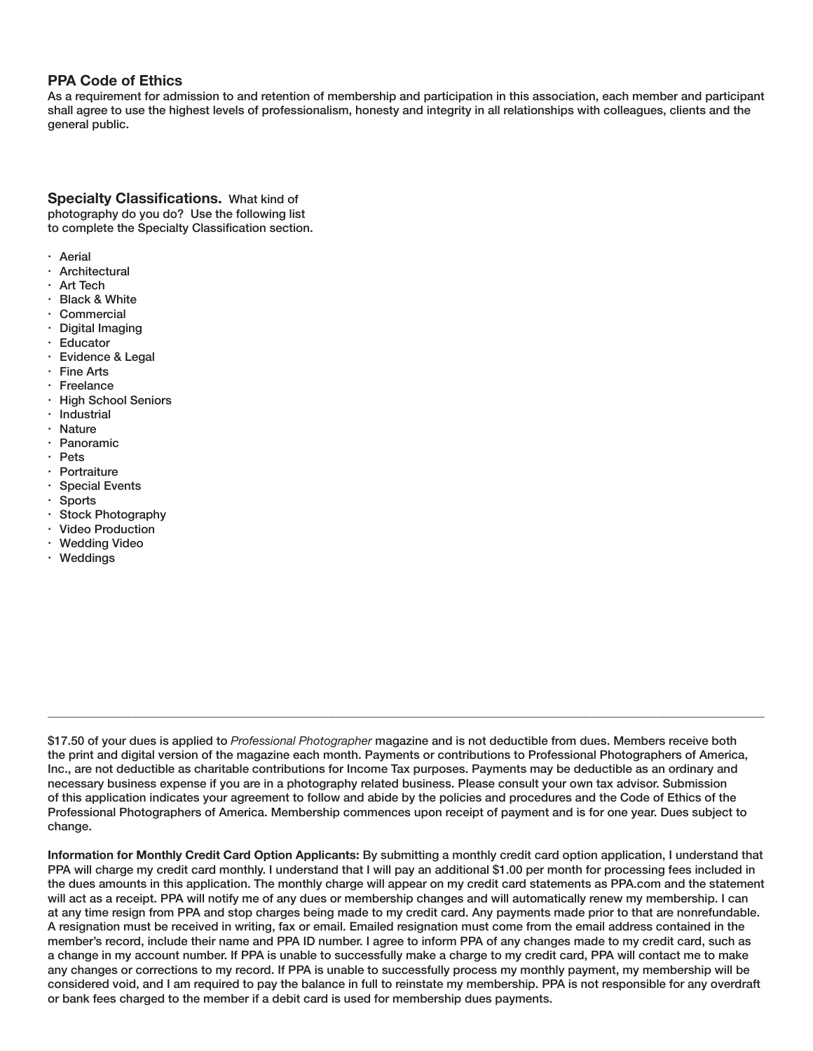## PPA Code of Ethics

As a requirement for admission to and retention of membership and participation in this association, each member and participant shall agree to use the highest levels of professionalism, honesty and integrity in all relationships with colleagues, clients and the general public.

## Specialty Classifications.

What kind of photography do you do? Use the following list to complete the Specialty Classification section.

- Aerial
- Architectural
- Art Tech
- Black & White
- Commercial
- Digital Imaging
- Educator
- Evidence & Legal
- Fine Arts
- Freelance
- High School Seniors
- Industrial
- Nature
- Panoramic
- Pets
- Portraiture
- Special Events
- Sports
- Stock Photography
- Video Production
- Wedding Video
- Weddings

---

**$17.50 of your dues is applied to *Professional Photographer* magazine and is not deductible from dues. Members receive both the print and digital version of the magazine each month. Payments or contributions to Professional Photographers of America, Inc., are not deductible as charitable contributions for Income Tax purposes. Payments may be deductible as an ordinary and necessary business expense if you are in a photography related business. Please consult your own tax advisor. Submission of this application indicates your agreement to follow and abide by the policies and procedures and the Code of Ethics of the Professional Photographers of America. Membership commences upon receipt of payment and is for one year. Dues subject to change.**

**Information for Monthly Credit Card Option Applicants:** By submitting a monthly credit card option application, I understand that PPA will charge my credit card monthly. I understand that I will pay an additional $1.00 per month for processing fees included in the dues amounts in this application. The monthly charge will appear on my credit card statements as PPA.com and the statement will act as a receipt. PPA will notify me of any dues or membership changes and will automatically renew my membership. I can at any time resign from PPA and stop charges being made to my credit card. Any payments made prior to that are nonrefundable. A resignation must be received in writing, fax or email. Emailed resignation must come from the email address contained in the member's record, include their name and PPA ID number. I agree to inform PPA of any changes made to my credit card, such as a change in my account number. If PPA is unable to successfully make a charge to my credit card, PPA will contact me to make any changes or corrections to my record. If PPA is unable to successfully process my monthly payment, my membership will be considered void, and I am required to pay the balance in full to reinstate my membership. PPA is not responsible for any overdraft or bank fees charged to the member if a debit card is used for membership dues payments.